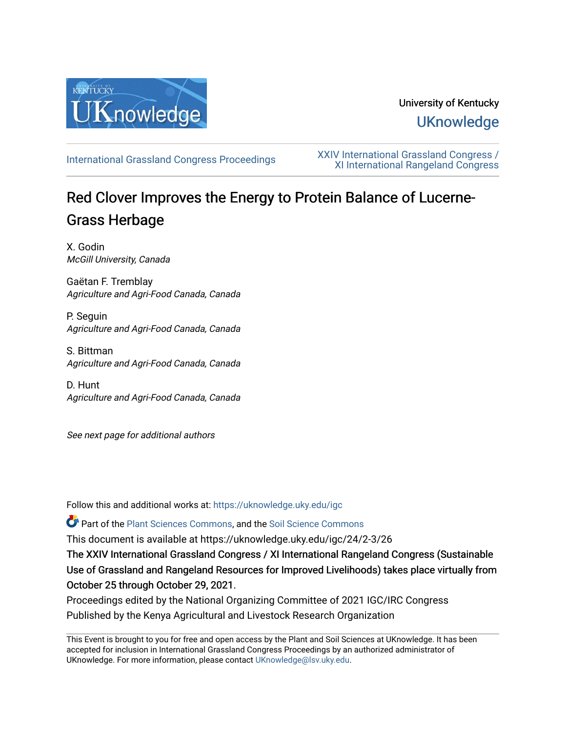University of Kentucky

UKnowledge

International Grassland Congress Proceedings

XXIV International Grassland Congress / XI International Rangeland Congress

# Red Clover Improves the Energy to Protein Balance of Lucerne-Grass Herbage

X. Godin
*McGill University, Canada*

Gaëtan F. Tremblay
*Agriculture and Agri-Food Canada, Canada*

P. Seguin
*Agriculture and Agri-Food Canada, Canada*

S. Bittman
*Agriculture and Agri-Food Canada, Canada*

D. Hunt
*Agriculture and Agri-Food Canada, Canada*

*See next page for additional authors*

Follow this and additional works at: https://uknowledge.uky.edu/igc

Part of the Plant Sciences Commons, and the Soil Science Commons

This document is available at https://uknowledge.uky.edu/igc/24/2-3/26

**The XXIV International Grassland Congress / XI International Rangeland Congress (Sustainable Use of Grassland and Rangeland Resources for Improved Livelihoods) takes place virtually from October 25 through October 29, 2021.**

Proceedings edited by the National Organizing Committee of 2021 IGC/IRC Congress

Published by the Kenya Agricultural and Livestock Research Organization

This Event is brought to you for free and open access by the Plant and Soil Sciences at UKnowledge. It has been accepted for inclusion in International Grassland Congress Proceedings by an authorized administrator of UKnowledge. For more information, please contact UKnowledge@lsv.uky.edu.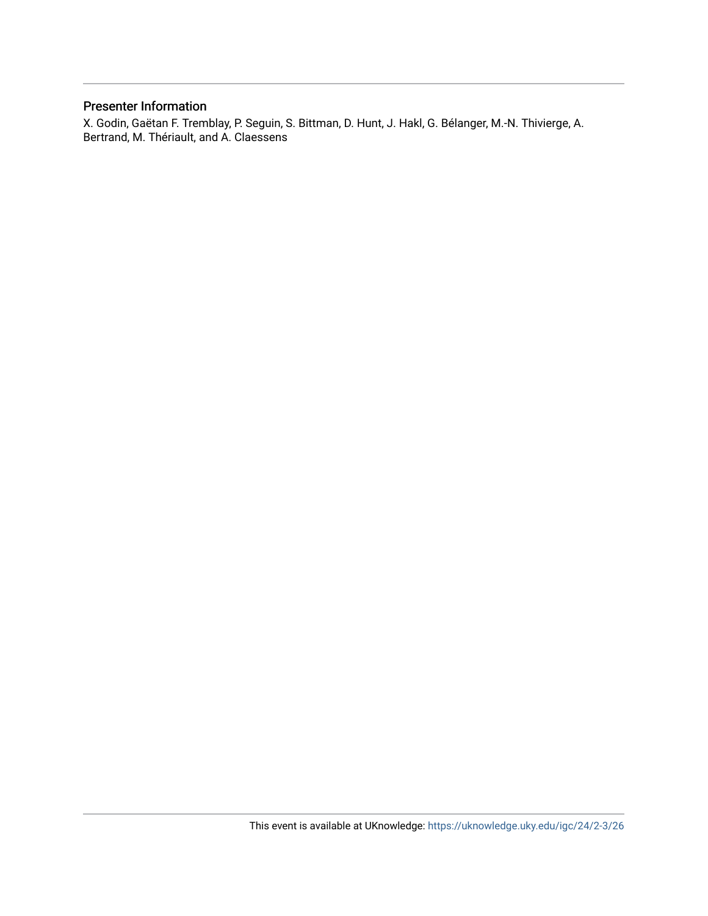## Presenter Information

X. Godin, Gaëtan F. Tremblay, P. Seguin, S. Bittman, D. Hunt, J. Hakl, G. Bélanger, M.-N. Thivierge, A. Bertrand, M. Thériault, and A. Claessens

This event is available at UKnowledge: https://uknowledge.uky.edu/igc/24/2-3/26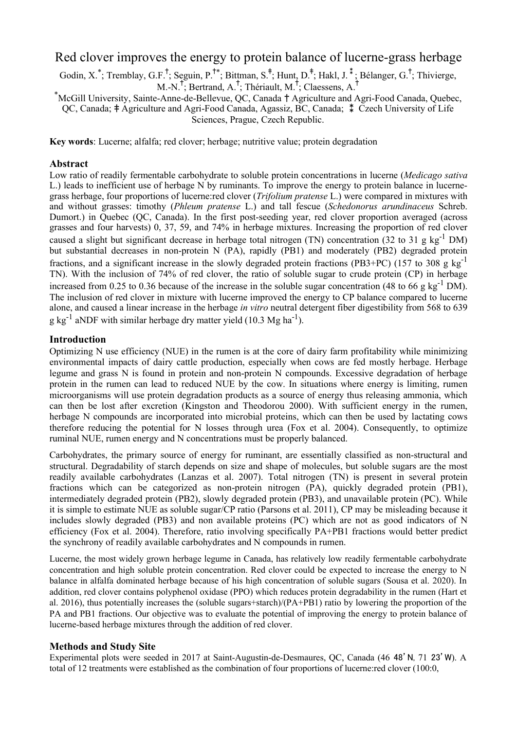# Red clover improves the energy to protein balance of lucerne-grass herbage

Godin, X.[*]; Tremblay, G.F.[†]; Seguin, P.[†*]; Bittman, S.[‡]; Hunt, D.[‡]; Hakl, J.[⁑]; Bélanger, G.[†]; Thivierge, M.-N.[†]; Bertrand, A.[†]; Thériault, M.[†]; Claessens, A.[†]

[*]McGill University, Sainte-Anne-de-Bellevue, QC, Canada [†] Agriculture and Agri-Food Canada, Quebec, QC, Canada; [‡] Agriculture and Agri-Food Canada, Agassiz, BC, Canada; [⁑] Czech University of Life Sciences, Prague, Czech Republic.

**Key words**: Lucerne; alfalfa; red clover; herbage; nutritive value; protein degradation

## Abstract

Low ratio of readily fermentable carbohydrate to soluble protein concentrations in lucerne (*Medicago sativa* L.) leads to inefficient use of herbage N by ruminants. To improve the energy to protein balance in lucerne-grass herbage, four proportions of lucerne:red clover (*Trifolium pratense* L.) were compared in mixtures with and without grasses: timothy (*Phleum pratense* L.) and tall fescue (*Schedonorus arundinaceus* Schreb. Dumort.) in Quebec (QC, Canada). In the first post-seeding year, red clover proportion averaged (across grasses and four harvests) 0, 37, 59, and 74% in herbage mixtures. Increasing the proportion of red clover caused a slight but significant decrease in herbage total nitrogen (TN) concentration (32 to 31 g $kg^{-1}$ DM) but substantial decreases in non-protein N (PA), rapidly (PB1) and moderately (PB2) degraded protein fractions, and a significant increase in the slowly degraded protein fractions (PB3+PC) (157 to 308 g $kg^{-1}$ TN). With the inclusion of 74% of red clover, the ratio of soluble sugar to crude protein (CP) in herbage increased from 0.25 to 0.36 because of the increase in the soluble sugar concentration (48 to 66 g $kg^{-1}$ DM). The inclusion of red clover in mixture with lucerne improved the energy to CP balance compared to lucerne alone, and caused a linear increase in the herbage *in vitro* neutral detergent fiber digestibility from 568 to 639 g $kg^{-1}$ aNDF with similar herbage dry matter yield (10.3 Mg $ha^{-1}$).

## Introduction

Optimizing N use efficiency (NUE) in the rumen is at the core of dairy farm profitability while minimizing environmental impacts of dairy cattle production, especially when cows are fed mostly herbage. Herbage legume and grass N is found in protein and non-protein N compounds. Excessive degradation of herbage protein in the rumen can lead to reduced NUE by the cow. In situations where energy is limiting, rumen microorganisms will use protein degradation products as a source of energy thus releasing ammonia, which can then be lost after excretion (Kingston and Theodorou 2000). With sufficient energy in the rumen, herbage N compounds are incorporated into microbial proteins, which can then be used by lactating cows therefore reducing the potential for N losses through urea (Fox et al. 2004). Consequently, to optimize ruminal NUE, rumen energy and N concentrations must be properly balanced.

Carbohydrates, the primary source of energy for ruminant, are essentially classified as non-structural and structural. Degradability of starch depends on size and shape of molecules, but soluble sugars are the most readily available carbohydrates (Lanzas et al. 2007). Total nitrogen (TN) is present in several protein fractions which can be categorized as non-protein nitrogen (PA), quickly degraded protein (PB1), intermediately degraded protein (PB2), slowly degraded protein (PB3), and unavailable protein (PC). While it is simple to estimate NUE as soluble sugar/CP ratio (Parsons et al. 2011), CP may be misleading because it includes slowly degraded (PB3) and non available proteins (PC) which are not as good indicators of N efficiency (Fox et al. 2004). Therefore, ratio involving specifically PA+PB1 fractions would better predict the synchrony of readily available carbohydrates and N compounds in rumen.

Lucerne, the most widely grown herbage legume in Canada, has relatively low readily fermentable carbohydrate concentration and high soluble protein concentration. Red clover could be expected to increase the energy to N balance in alfalfa dominated herbage because of his high concentration of soluble sugars (Sousa et al. 2020). In addition, red clover contains polyphenol oxidase (PPO) which reduces protein degradability in the rumen (Hart et al. 2016), thus potentially increases the (soluble sugars+starch)/(PA+PB1) ratio by lowering the proportion of the PA and PB1 fractions. Our objective was to evaluate the potential of improving the energy to protein balance of lucerne-based herbage mixtures through the addition of red clover.

## Methods and Study Site

Experimental plots were seeded in 2017 at Saint-Augustin-de-Desmaures, QC, Canada (46 48'N, 71 23'W). A total of 12 treatments were established as the combination of four proportions of lucerne:red clover (100:0,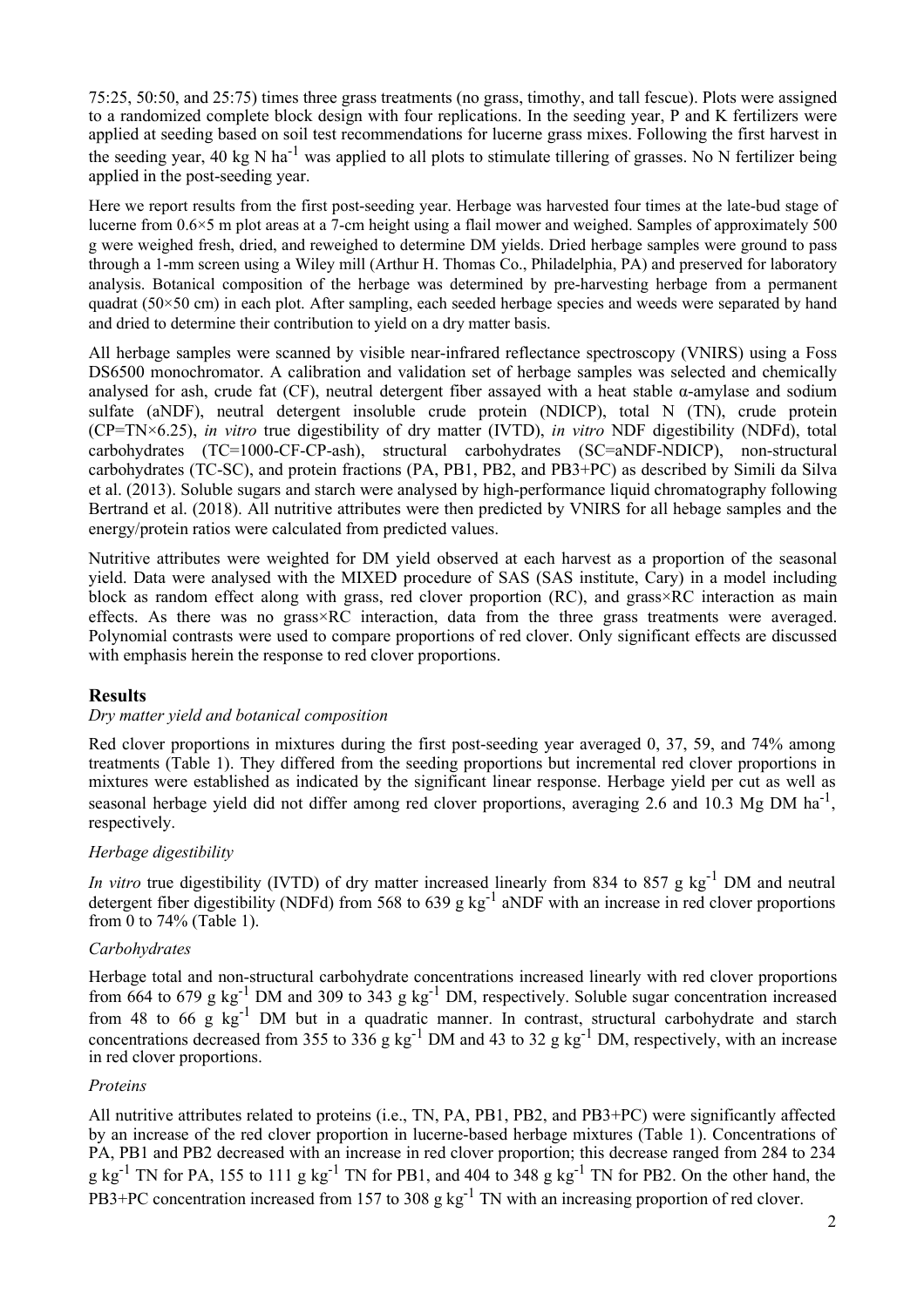75:25, 50:50, and 25:75) times three grass treatments (no grass, timothy, and tall fescue). Plots were assigned to a randomized complete block design with four replications. In the seeding year, P and K fertilizers were applied at seeding based on soil test recommendations for lucerne grass mixes. Following the first harvest in the seeding year, 40 kg N ha$^{-1}$ was applied to all plots to stimulate tillering of grasses. No N fertilizer being applied in the post-seeding year.

Here we report results from the first post-seeding year. Herbage was harvested four times at the late-bud stage of lucerne from 0.6×5 m plot areas at a 7-cm height using a flail mower and weighed. Samples of approximately 500 g were weighed fresh, dried, and reweighed to determine DM yields. Dried herbage samples were ground to pass through a 1-mm screen using a Wiley mill (Arthur H. Thomas Co., Philadelphia, PA) and preserved for laboratory analysis. Botanical composition of the herbage was determined by pre-harvesting herbage from a permanent quadrat (50×50 cm) in each plot. After sampling, each seeded herbage species and weeds were separated by hand and dried to determine their contribution to yield on a dry matter basis.

All herbage samples were scanned by visible near-infrared reflectance spectroscopy (VNIRS) using a Foss DS6500 monochromator. A calibration and validation set of herbage samples was selected and chemically analysed for ash, crude fat (CF), neutral detergent fiber assayed with a heat stable α-amylase and sodium sulfate (aNDF), neutral detergent insoluble crude protein (NDICP), total N (TN), crude protein (CP=TN×6.25), *in vitro* true digestibility of dry matter (IVTD), *in vitro* NDF digestibility (NDFd), total carbohydrates (TC=1000-CF-CP-ash), structural carbohydrates (SC=aNDF-NDICP), non-structural carbohydrates (TC-SC), and protein fractions (PA, PB1, PB2, and PB3+PC) as described by Simili da Silva et al. (2013). Soluble sugars and starch were analysed by high-performance liquid chromatography following Bertrand et al. (2018). All nutritive attributes were then predicted by VNIRS for all hebage samples and the energy/protein ratios were calculated from predicted values.

Nutritive attributes were weighted for DM yield observed at each harvest as a proportion of the seasonal yield. Data were analysed with the MIXED procedure of SAS (SAS institute, Cary) in a model including block as random effect along with grass, red clover proportion (RC), and grass×RC interaction as main effects. As there was no grass×RC interaction, data from the three grass treatments were averaged. Polynomial contrasts were used to compare proportions of red clover. Only significant effects are discussed with emphasis herein the response to red clover proportions.

## Results

### *Dry matter yield and botanical composition*

Red clover proportions in mixtures during the first post-seeding year averaged 0, 37, 59, and 74% among treatments (Table 1). They differed from the seeding proportions but incremental red clover proportions in mixtures were established as indicated by the significant linear response. Herbage yield per cut as well as seasonal herbage yield did not differ among red clover proportions, averaging 2.6 and 10.3 Mg DM ha$^{-1}$, respectively.

### *Herbage digestibility*

*In vitro* true digestibility (IVTD) of dry matter increased linearly from 834 to 857 g kg$^{-1}$ DM and neutral detergent fiber digestibility (NDFd) from 568 to 639 g kg$^{-1}$ aNDF with an increase in red clover proportions from 0 to 74% (Table 1).

### *Carbohydrates*

Herbage total and non-structural carbohydrate concentrations increased linearly with red clover proportions from 664 to 679 g kg$^{-1}$ DM and 309 to 343 g kg$^{-1}$ DM, respectively. Soluble sugar concentration increased from 48 to 66 g kg$^{-1}$ DM but in a quadratic manner. In contrast, structural carbohydrate and starch concentrations decreased from 355 to 336 g kg$^{-1}$ DM and 43 to 32 g kg$^{-1}$ DM, respectively, with an increase in red clover proportions.

### *Proteins*

All nutritive attributes related to proteins (i.e., TN, PA, PB1, PB2, and PB3+PC) were significantly affected by an increase of the red clover proportion in lucerne-based herbage mixtures (Table 1). Concentrations of PA, PB1 and PB2 decreased with an increase in red clover proportion; this decrease ranged from 284 to 234 g kg$^{-1}$ TN for PA, 155 to 111 g kg$^{-1}$ TN for PB1, and 404 to 348 g kg$^{-1}$ TN for PB2. On the other hand, the PB3+PC concentration increased from 157 to 308 g kg$^{-1}$ TN with an increasing proportion of red clover.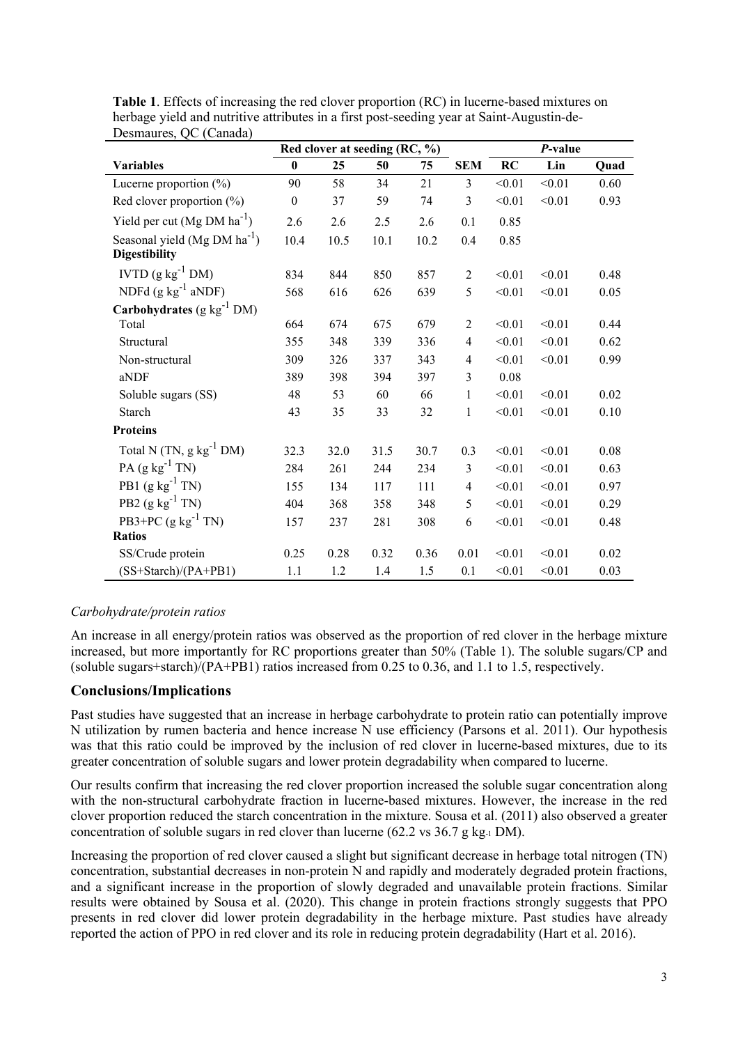**Table 1**. Effects of increasing the red clover proportion (RC) in lucerne-based mixtures on herbage yield and nutritive attributes in a first post-seeding year at Saint-Augustin-de-Desmaures, QC (Canada)

| | Red clover at seeding (RC, %) | | | | | *P*-value | | |
|---|---|---|---|---|---|---|---|---|
| **Variables** | **0** | **25** | **50** | **75** | **SEM** | **RC** | **Lin** | **Quad** |
| Lucerne proportion (%) | 90 | 58 | 34 | 21 | 3 | <0.01 | <0.01 | 0.60 |
| Red clover proportion (%) | 0 | 37 | 59 | 74 | 3 | <0.01 | <0.01 | 0.93 |
| Yield per cut (Mg DM ha$^{-1}$) | 2.6 | 2.6 | 2.5 | 2.6 | 0.1 | 0.85 | | |
| Seasonal yield (Mg DM ha$^{-1}$) | 10.4 | 10.5 | 10.1 | 10.2 | 0.4 | 0.85 | | |
| **Digestibility** | | | | | | | | |
| IVTD (g kg$^{-1}$ DM) | 834 | 844 | 850 | 857 | 2 | <0.01 | <0.01 | 0.48 |
| NDFd (g kg$^{-1}$ aNDF) | 568 | 616 | 626 | 639 | 5 | <0.01 | <0.01 | 0.05 |
| **Carbohydrates** (g kg$^{-1}$ DM) | | | | | | | | |
| Total | 664 | 674 | 675 | 679 | 2 | <0.01 | <0.01 | 0.44 |
| Structural | 355 | 348 | 339 | 336 | 4 | <0.01 | <0.01 | 0.62 |
| Non-structural | 309 | 326 | 337 | 343 | 4 | <0.01 | <0.01 | 0.99 |
| aNDF | 389 | 398 | 394 | 397 | 3 | 0.08 | | |
| Soluble sugars (SS) | 48 | 53 | 60 | 66 | 1 | <0.01 | <0.01 | 0.02 |
| Starch | 43 | 35 | 33 | 32 | 1 | <0.01 | <0.01 | 0.10 |
| **Proteins** | | | | | | | | |
| Total N (TN, g kg$^{-1}$ DM) | 32.3 | 32.0 | 31.5 | 30.7 | 0.3 | <0.01 | <0.01 | 0.08 |
| PA (g kg$^{-1}$ TN) | 284 | 261 | 244 | 234 | 3 | <0.01 | <0.01 | 0.63 |
| PB1 (g kg$^{-1}$ TN) | 155 | 134 | 117 | 111 | 4 | <0.01 | <0.01 | 0.97 |
| PB2 (g kg$^{-1}$ TN) | 404 | 368 | 358 | 348 | 5 | <0.01 | <0.01 | 0.29 |
| PB3+PC (g kg$^{-1}$ TN) | 157 | 237 | 281 | 308 | 6 | <0.01 | <0.01 | 0.48 |
| **Ratios** | | | | | | | | |
| SS/Crude protein | 0.25 | 0.28 | 0.32 | 0.36 | 0.01 | <0.01 | <0.01 | 0.02 |
| (SS+Starch)/(PA+PB1) | 1.1 | 1.2 | 1.4 | 1.5 | 0.1 | <0.01 | <0.01 | 0.03 |

### *Carbohydrate/protein ratios*

An increase in all energy/protein ratios was observed as the proportion of red clover in the herbage mixture increased, but more importantly for RC proportions greater than 50% (Table 1). The soluble sugars/CP and (soluble sugars+starch)/(PA+PB1) ratios increased from 0.25 to 0.36, and 1.1 to 1.5, respectively.

## Conclusions/Implications

Past studies have suggested that an increase in herbage carbohydrate to protein ratio can potentially improve N utilization by rumen bacteria and hence increase N use efficiency (Parsons et al. 2011). Our hypothesis was that this ratio could be improved by the inclusion of red clover in lucerne-based mixtures, due to its greater concentration of soluble sugars and lower protein degradability when compared to lucerne.

Our results confirm that increasing the red clover proportion increased the soluble sugar concentration along with the non-structural carbohydrate fraction in lucerne-based mixtures. However, the increase in the red clover proportion reduced the starch concentration in the mixture. Sousa et al. (2011) also observed a greater concentration of soluble sugars in red clover than lucerne (62.2 vs 36.7 g kg$^{-1}$ DM).

Increasing the proportion of red clover caused a slight but significant decrease in herbage total nitrogen (TN) concentration, substantial decreases in non-protein N and rapidly and moderately degraded protein fractions, and a significant increase in the proportion of slowly degraded and unavailable protein fractions. Similar results were obtained by Sousa et al. (2020). This change in protein fractions strongly suggests that PPO presents in red clover did lower protein degradability in the herbage mixture. Past studies have already reported the action of PPO in red clover and its role in reducing protein degradability (Hart et al. 2016).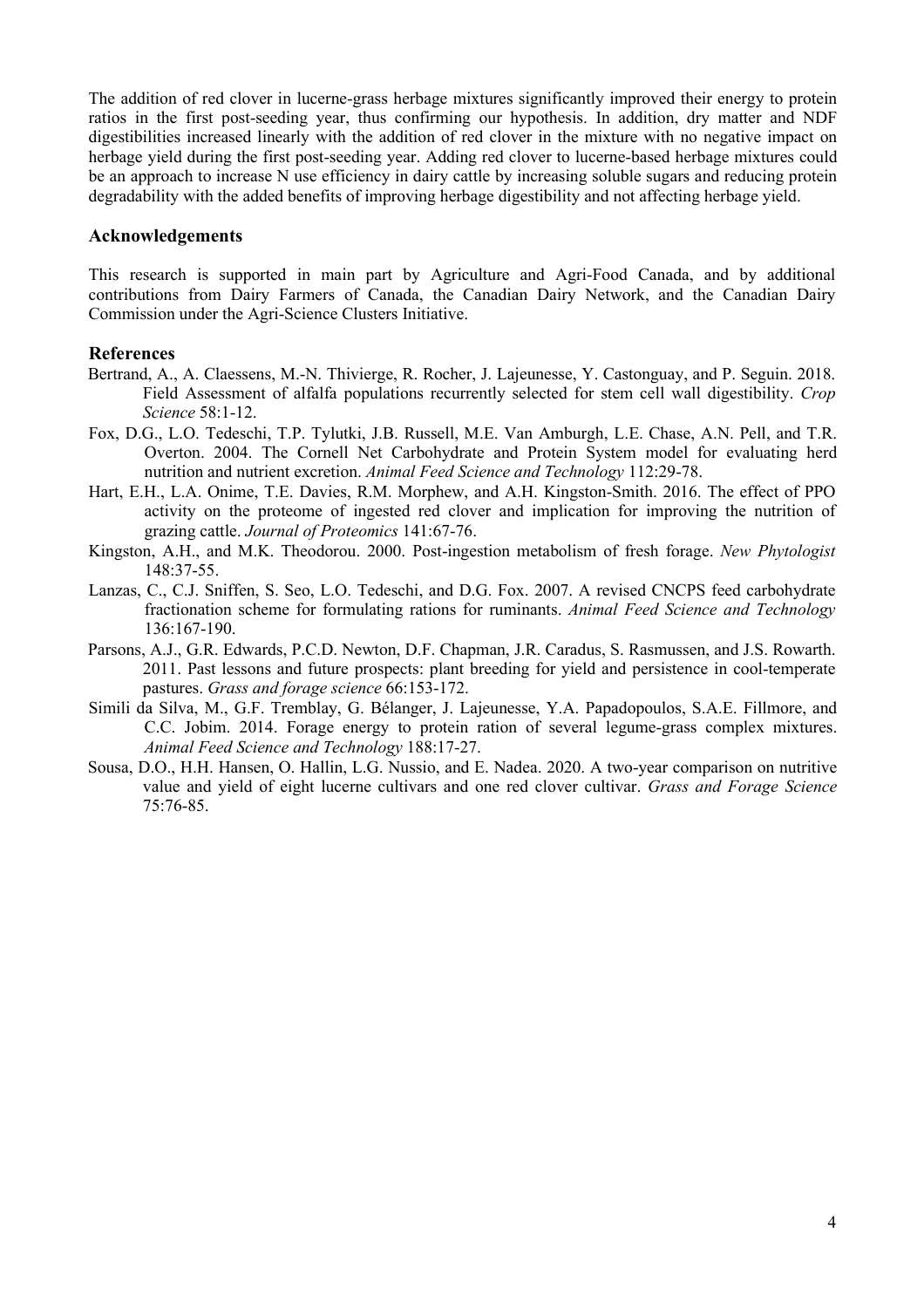The addition of red clover in lucerne-grass herbage mixtures significantly improved their energy to protein ratios in the first post-seeding year, thus confirming our hypothesis. In addition, dry matter and NDF digestibilities increased linearly with the addition of red clover in the mixture with no negative impact on herbage yield during the first post-seeding year. Adding red clover to lucerne-based herbage mixtures could be an approach to increase N use efficiency in dairy cattle by increasing soluble sugars and reducing protein degradability with the added benefits of improving herbage digestibility and not affecting herbage yield.

## Acknowledgements

This research is supported in main part by Agriculture and Agri-Food Canada, and by additional contributions from Dairy Farmers of Canada, the Canadian Dairy Network, and the Canadian Dairy Commission under the Agri-Science Clusters Initiative.

## References

Bertrand, A., A. Claessens, M.-N. Thivierge, R. Rocher, J. Lajeunesse, Y. Castonguay, and P. Seguin. 2018. Field Assessment of alfalfa populations recurrently selected for stem cell wall digestibility. *Crop Science* 58:1-12.

Fox, D.G., L.O. Tedeschi, T.P. Tylutki, J.B. Russell, M.E. Van Amburgh, L.E. Chase, A.N. Pell, and T.R. Overton. 2004. The Cornell Net Carbohydrate and Protein System model for evaluating herd nutrition and nutrient excretion. *Animal Feed Science and Technology* 112:29-78.

Hart, E.H., L.A. Onime, T.E. Davies, R.M. Morphew, and A.H. Kingston-Smith. 2016. The effect of PPO activity on the proteome of ingested red clover and implication for improving the nutrition of grazing cattle. *Journal of Proteomics* 141:67-76.

Kingston, A.H., and M.K. Theodorou. 2000. Post-ingestion metabolism of fresh forage. *New Phytologist* 148:37-55.

Lanzas, C., C.J. Sniffen, S. Seo, L.O. Tedeschi, and D.G. Fox. 2007. A revised CNCPS feed carbohydrate fractionation scheme for formulating rations for ruminants. *Animal Feed Science and Technology* 136:167-190.

Parsons, A.J., G.R. Edwards, P.C.D. Newton, D.F. Chapman, J.R. Caradus, S. Rasmussen, and J.S. Rowarth. 2011. Past lessons and future prospects: plant breeding for yield and persistence in cool-temperate pastures. *Grass and forage science* 66:153-172.

Simili da Silva, M., G.F. Tremblay, G. Bélanger, J. Lajeunesse, Y.A. Papadopoulos, S.A.E. Fillmore, and C.C. Jobim. 2014. Forage energy to protein ration of several legume-grass complex mixtures. *Animal Feed Science and Technology* 188:17-27.

Sousa, D.O., H.H. Hansen, O. Hallin, L.G. Nussio, and E. Nadea. 2020. A two-year comparison on nutritive value and yield of eight lucerne cultivars and one red clover cultivar. *Grass and Forage Science* 75:76-85.